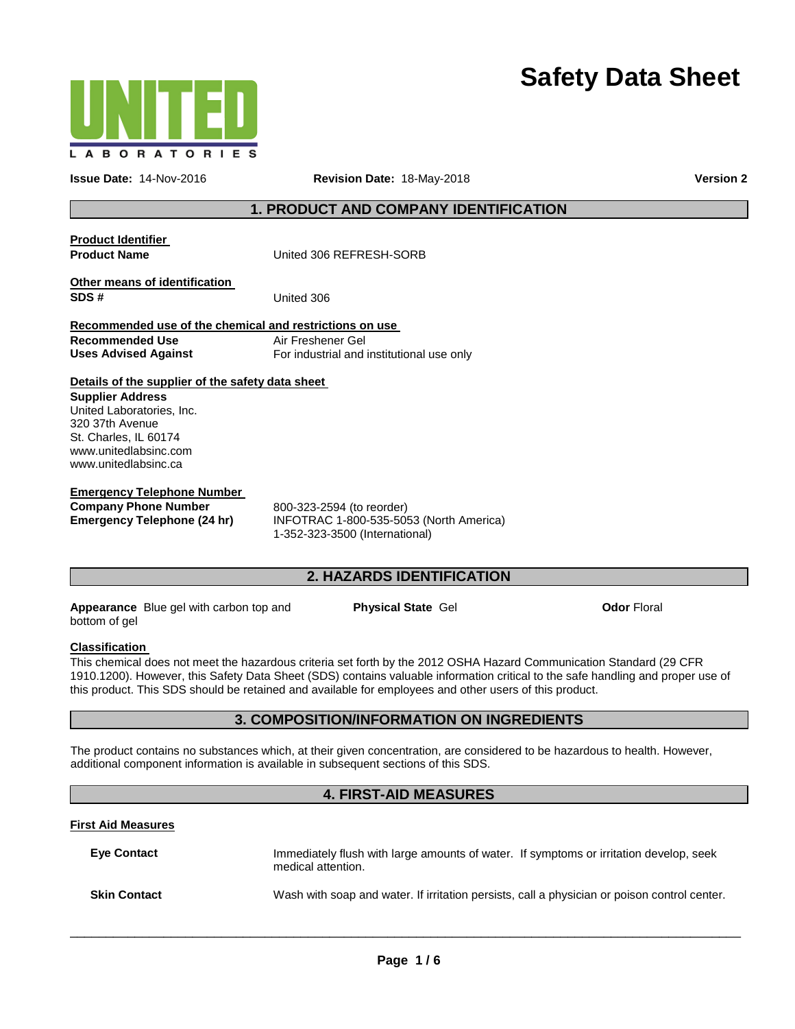# Safety Data Sheet

UNITED LABORATORIES

**Issue Date:** 14-Nov-2016 **Revision Date:** 18-May-2018 **Version 2**

## 1. PRODUCT AND COMPANY IDENTIFICATION

**Product Identifier**

**Product Name** United 306 REFRESH-SORB

**Other means of identification**

**SDS #** United 306

**Recommended use of the chemical and restrictions on use**

**Recommended Use** Air Freshener Gel

**Uses Advised Against** For industrial and institutional use only

**Details of the supplier of the safety data sheet**

**Supplier Address**
United Laboratories, Inc.
320 37th Avenue
St. Charles, IL 60174
www.unitedlabsinc.com
www.unitedlabsinc.ca

**Emergency Telephone Number**

**Company Phone Number** 800-323-2594 (to reorder)

**Emergency Telephone (24 hr)** INFOTRAC 1-800-535-5053 (North America)
1-352-323-3500 (International)

## 2. HAZARDS IDENTIFICATION

**Appearance** Blue gel with carbon top and bottom of gel **Physical State** Gel **Odor** Floral

**Classification**

This chemical does not meet the hazardous criteria set forth by the 2012 OSHA Hazard Communication Standard (29 CFR 1910.1200). However, this Safety Data Sheet (SDS) contains valuable information critical to the safe handling and proper use of this product. This SDS should be retained and available for employees and other users of this product.

## 3. COMPOSITION/INFORMATION ON INGREDIENTS

The product contains no substances which, at their given concentration, are considered to be hazardous to health. However, additional component information is available in subsequent sections of this SDS.

## 4. FIRST-AID MEASURES

**First Aid Measures**

**Eye Contact** Immediately flush with large amounts of water. If symptoms or irritation develop, seek medical attention.

**Skin Contact** Wash with soap and water. If irritation persists, call a physician or poison control center.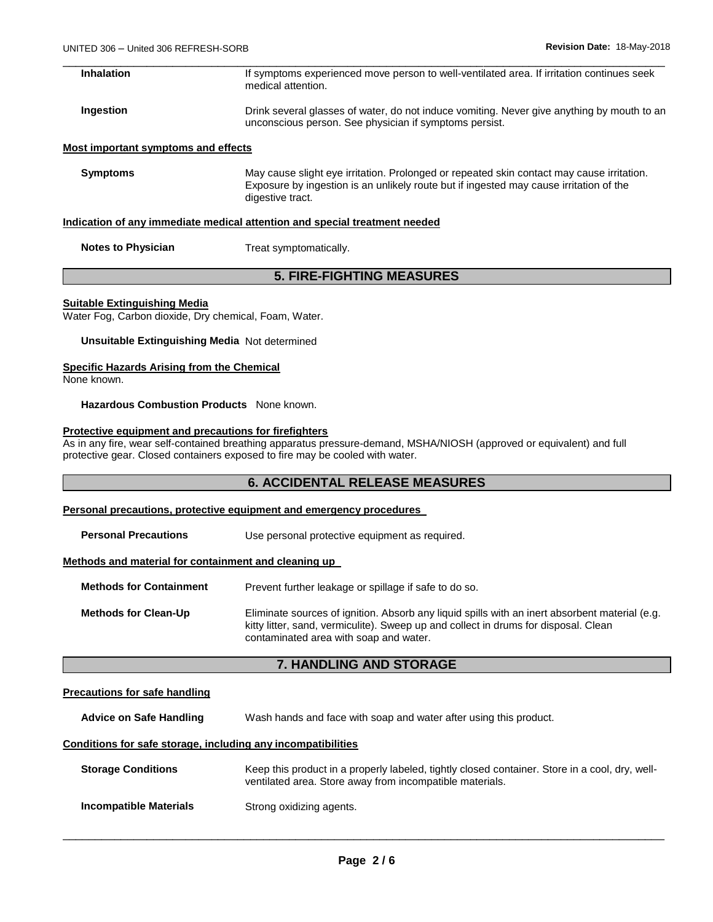**Inhalation** If symptoms experienced move person to well-ventilated area. If irritation continues seek medical attention.

**Ingestion** Drink several glasses of water, do not induce vomiting. Never give anything by mouth to an unconscious person. See physician if symptoms persist.

**Most important symptoms and effects**

**Symptoms** May cause slight eye irritation. Prolonged or repeated skin contact may cause irritation. Exposure by ingestion is an unlikely route but if ingested may cause irritation of the digestive tract.

**Indication of any immediate medical attention and special treatment needed**

**Notes to Physician** Treat symptomatically.

## 5. FIRE-FIGHTING MEASURES

**Suitable Extinguishing Media**

Water Fog, Carbon dioxide, Dry chemical, Foam, Water.

**Unsuitable Extinguishing Media** Not determined

**Specific Hazards Arising from the Chemical**

None known.

**Hazardous Combustion Products** None known.

**Protective equipment and precautions for firefighters**

As in any fire, wear self-contained breathing apparatus pressure-demand, MSHA/NIOSH (approved or equivalent) and full protective gear. Closed containers exposed to fire may be cooled with water.

## 6. ACCIDENTAL RELEASE MEASURES

**Personal precautions, protective equipment and emergency procedures**

**Personal Precautions** Use personal protective equipment as required.

**Methods and material for containment and cleaning up**

**Methods for Containment** Prevent further leakage or spillage if safe to do so.

**Methods for Clean-Up** Eliminate sources of ignition. Absorb any liquid spills with an inert absorbent material (e.g. kitty litter, sand, vermiculite). Sweep up and collect in drums for disposal. Clean contaminated area with soap and water.

## 7. HANDLING AND STORAGE

**Precautions for safe handling**

**Advice on Safe Handling** Wash hands and face with soap and water after using this product.

**Conditions for safe storage, including any incompatibilities**

**Storage Conditions** Keep this product in a properly labeled, tightly closed container. Store in a cool, dry, well-ventilated area. Store away from incompatible materials.

**Incompatible Materials** Strong oxidizing agents.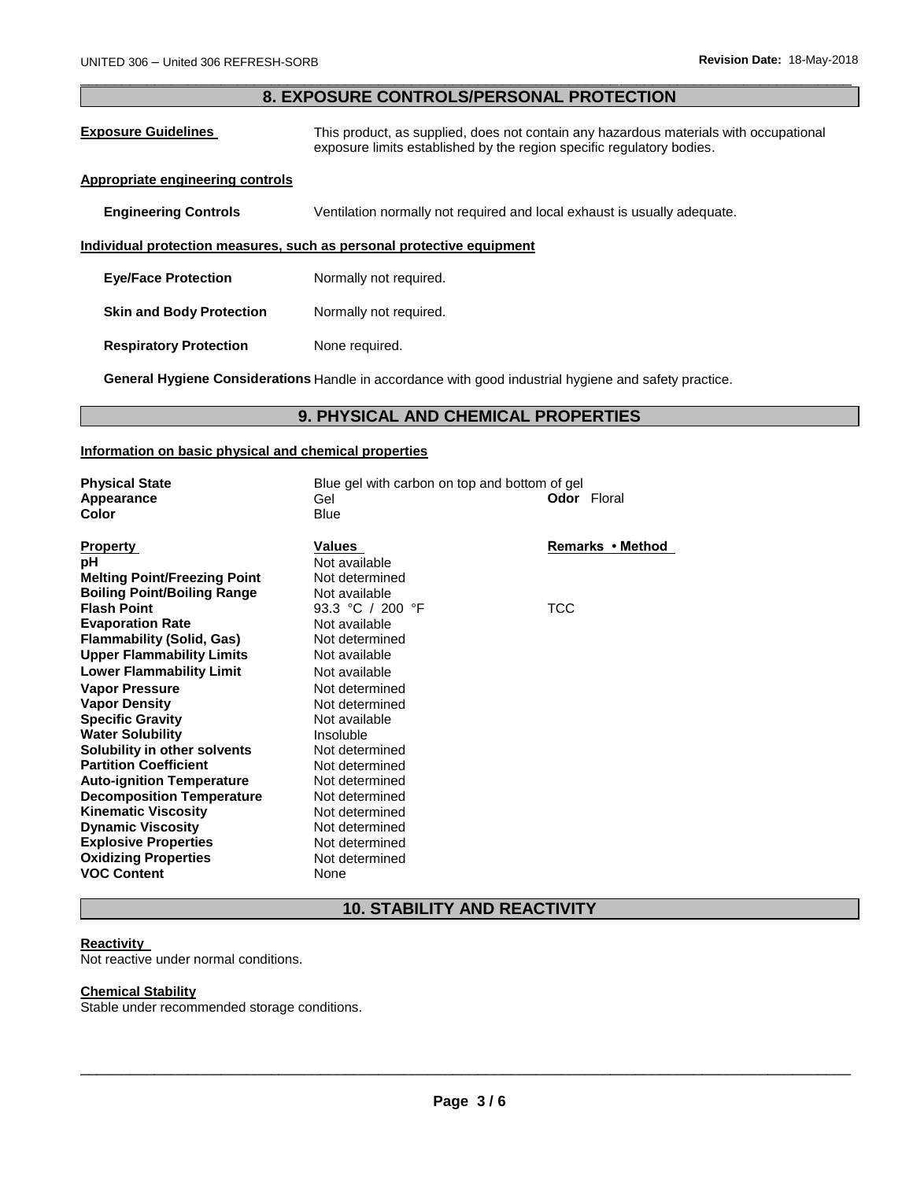## 8. EXPOSURE CONTROLS/PERSONAL PROTECTION

**Exposure Guidelines** This product, as supplied, does not contain any hazardous materials with occupational exposure limits established by the region specific regulatory bodies.

**Appropriate engineering controls**

**Engineering Controls** Ventilation normally not required and local exhaust is usually adequate.

**Individual protection measures, such as personal protective equipment**

**Eye/Face Protection** Normally not required.

**Skin and Body Protection** Normally not required.

**Respiratory Protection** None required.

**General Hygiene Considerations** Handle in accordance with good industrial hygiene and safety practice.

## 9. PHYSICAL AND CHEMICAL PROPERTIES

**Information on basic physical and chemical properties**

**Physical State** Blue gel with carbon on top and bottom of gel
**Appearance** Gel **Odor** Floral
**Color** Blue

| Property | Values | Remarks • Method |
|---|---|---|
| **pH** | Not available | |
| **Melting Point/Freezing Point** | Not determined | |
| **Boiling Point/Boiling Range** | Not available | |
| **Flash Point** | 93.3 °C / 200 °F | TCC |
| **Evaporation Rate** | Not available | |
| **Flammability (Solid, Gas)** | Not determined | |
| **Upper Flammability Limits** | Not available | |
| **Lower Flammability Limit** | Not available | |
| **Vapor Pressure** | Not determined | |
| **Vapor Density** | Not determined | |
| **Specific Gravity** | Not available | |
| **Water Solubility** | Insoluble | |
| **Solubility in other solvents** | Not determined | |
| **Partition Coefficient** | Not determined | |
| **Auto-ignition Temperature** | Not determined | |
| **Decomposition Temperature** | Not determined | |
| **Kinematic Viscosity** | Not determined | |
| **Dynamic Viscosity** | Not determined | |
| **Explosive Properties** | Not determined | |
| **Oxidizing Properties** | Not determined | |
| **VOC Content** | None | |

## 10. STABILITY AND REACTIVITY

**Reactivity**
Not reactive under normal conditions.

**Chemical Stability**
Stable under recommended storage conditions.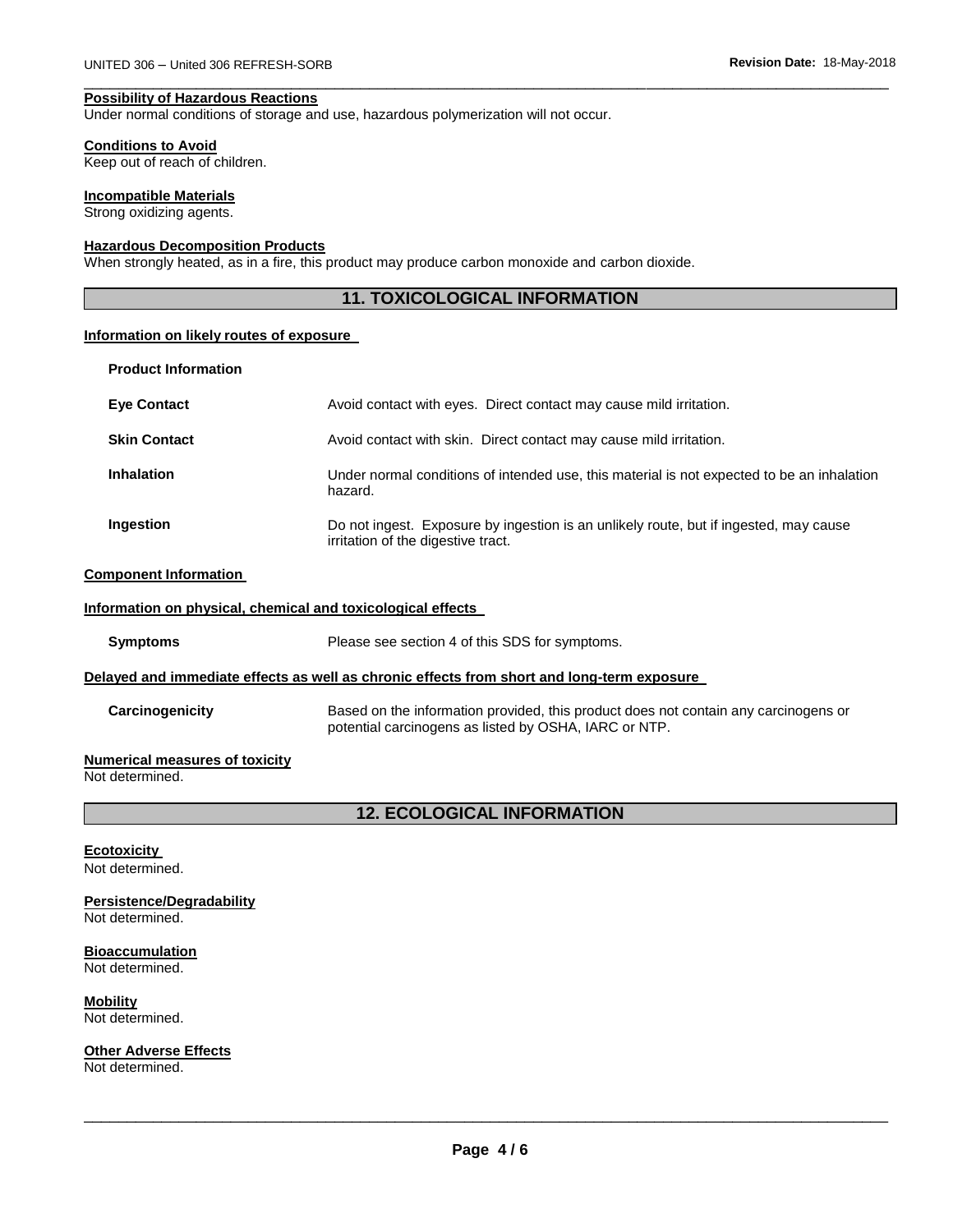**Possibility of Hazardous Reactions**
Under normal conditions of storage and use, hazardous polymerization will not occur.

**Conditions to Avoid**
Keep out of reach of children.

**Incompatible Materials**
Strong oxidizing agents.

**Hazardous Decomposition Products**
When strongly heated, as in a fire, this product may produce carbon monoxide and carbon dioxide.

## 11. TOXICOLOGICAL INFORMATION

**Information on likely routes of exposure**

**Product Information**

| | |
|---|---|
| **Eye Contact** | Avoid contact with eyes. Direct contact may cause mild irritation. |
| **Skin Contact** | Avoid contact with skin. Direct contact may cause mild irritation. |
| **Inhalation** | Under normal conditions of intended use, this material is not expected to be an inhalation hazard. |
| **Ingestion** | Do not ingest. Exposure by ingestion is an unlikely route, but if ingested, may cause irritation of the digestive tract. |

**Component Information**

**Information on physical, chemical and toxicological effects**

| | |
|---|---|
| **Symptoms** | Please see section 4 of this SDS for symptoms. |

**Delayed and immediate effects as well as chronic effects from short and long-term exposure**

| | |
|---|---|
| **Carcinogenicity** | Based on the information provided, this product does not contain any carcinogens or potential carcinogens as listed by OSHA, IARC or NTP. |

**Numerical measures of toxicity**
Not determined.

## 12. ECOLOGICAL INFORMATION

**Ecotoxicity**
Not determined.

**Persistence/Degradability**
Not determined.

**Bioaccumulation**
Not determined.

**Mobility**
Not determined.

**Other Adverse Effects**
Not determined.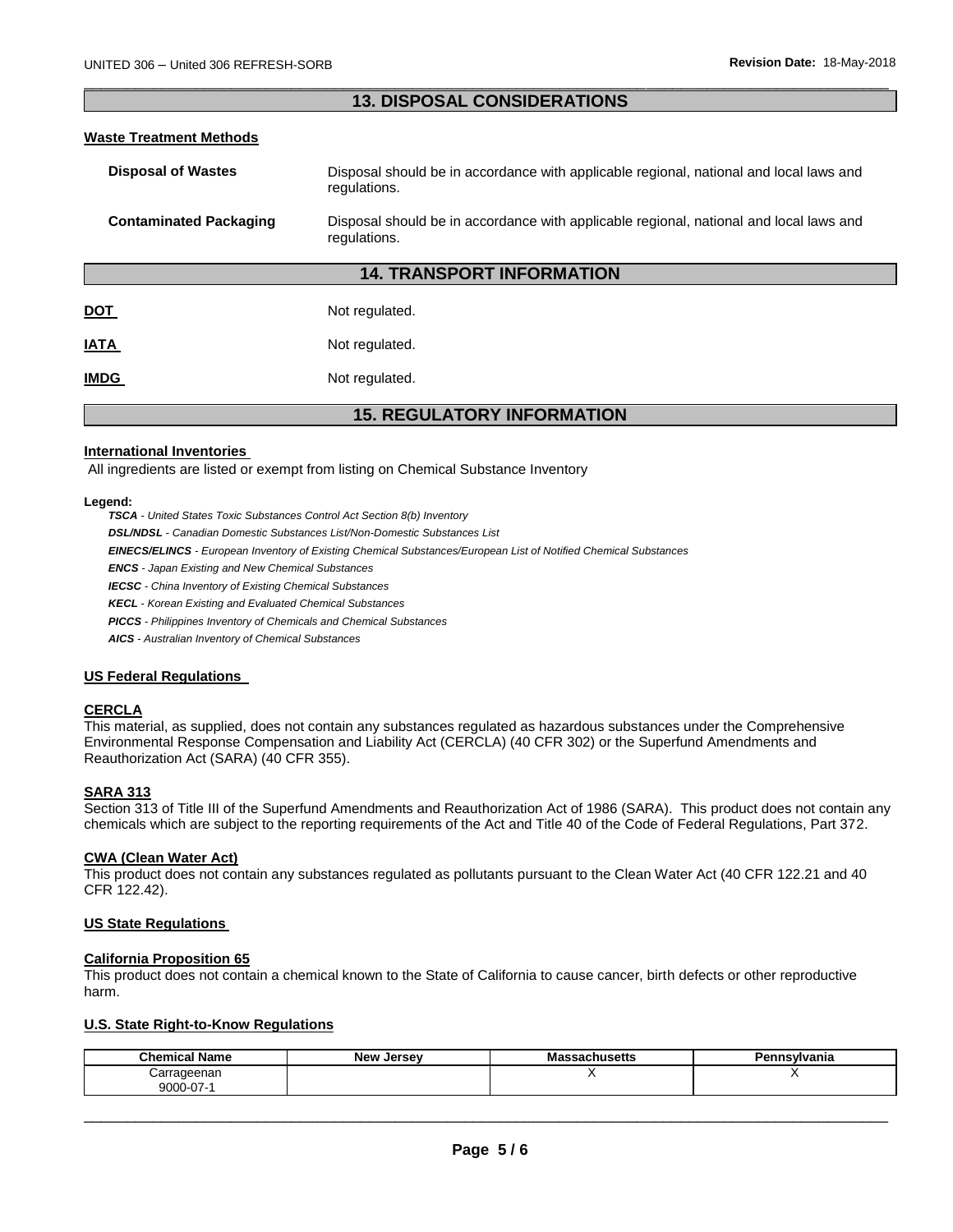## 13. DISPOSAL CONSIDERATIONS

**Waste Treatment Methods**

**Disposal of Wastes** — Disposal should be in accordance with applicable regional, national and local laws and regulations.

**Contaminated Packaging** — Disposal should be in accordance with applicable regional, national and local laws and regulations.

## 14. TRANSPORT INFORMATION

**DOT** — Not regulated.

**IATA** — Not regulated.

**IMDG** — Not regulated.

## 15. REGULATORY INFORMATION

**International Inventories**

All ingredients are listed or exempt from listing on Chemical Substance Inventory

**Legend:**

***TSCA*** *- United States Toxic Substances Control Act Section 8(b) Inventory*
***DSL/NDSL*** *- Canadian Domestic Substances List/Non-Domestic Substances List*
***EINECS/ELINCS*** *- European Inventory of Existing Chemical Substances/European List of Notified Chemical Substances*
***ENCS*** *- Japan Existing and New Chemical Substances*
***IECSC*** *- China Inventory of Existing Chemical Substances*
***KECL*** *- Korean Existing and Evaluated Chemical Substances*
***PICCS*** *- Philippines Inventory of Chemicals and Chemical Substances*
***AICS*** *- Australian Inventory of Chemical Substances*

**US Federal Regulations**

**CERCLA**

This material, as supplied, does not contain any substances regulated as hazardous substances under the Comprehensive Environmental Response Compensation and Liability Act (CERCLA) (40 CFR 302) or the Superfund Amendments and Reauthorization Act (SARA) (40 CFR 355).

**SARA 313**

Section 313 of Title III of the Superfund Amendments and Reauthorization Act of 1986 (SARA). This product does not contain any chemicals which are subject to the reporting requirements of the Act and Title 40 of the Code of Federal Regulations, Part 372.

**CWA (Clean Water Act)**

This product does not contain any substances regulated as pollutants pursuant to the Clean Water Act (40 CFR 122.21 and 40 CFR 122.42).

**US State Regulations**

**California Proposition 65**

This product does not contain a chemical known to the State of California to cause cancer, birth defects or other reproductive harm.

**U.S. State Right-to-Know Regulations**

| Chemical Name | New Jersey | Massachusetts | Pennsylvania |
|---|---|---|---|
| Carrageenan 9000-07-1 | | X | X |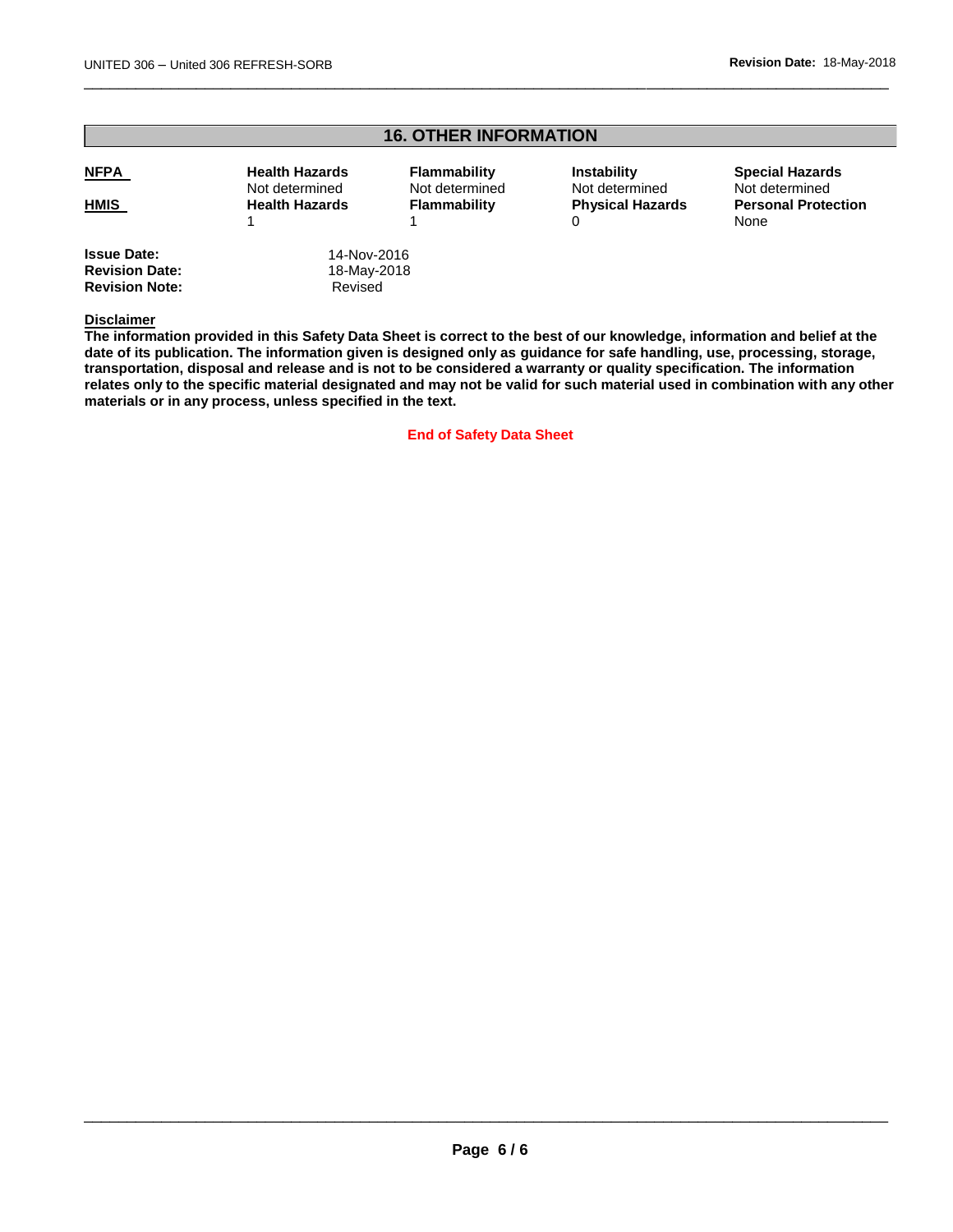## 16. OTHER INFORMATION

| | | | | |
|---|---|---|---|---|
| **NFPA** | **Health Hazards**<br>Not determined | **Flammability**<br>Not determined | **Instability**<br>Not determined | **Special Hazards**<br>Not determined |
| **HMIS** | **Health Hazards**<br>1 | **Flammability**<br>1 | **Physical Hazards**<br>0 | **Personal Protection**<br>None |

**Issue Date:** 14-Nov-2016
**Revision Date:** 18-May-2018
**Revision Note:** Revised

**Disclaimer**

**The information provided in this Safety Data Sheet is correct to the best of our knowledge, information and belief at the date of its publication. The information given is designed only as guidance for safe handling, use, processing, storage, transportation, disposal and release and is not to be considered a warranty or quality specification. The information relates only to the specific material designated and may not be valid for such material used in combination with any other materials or in any process, unless specified in the text.**

**End of Safety Data Sheet**